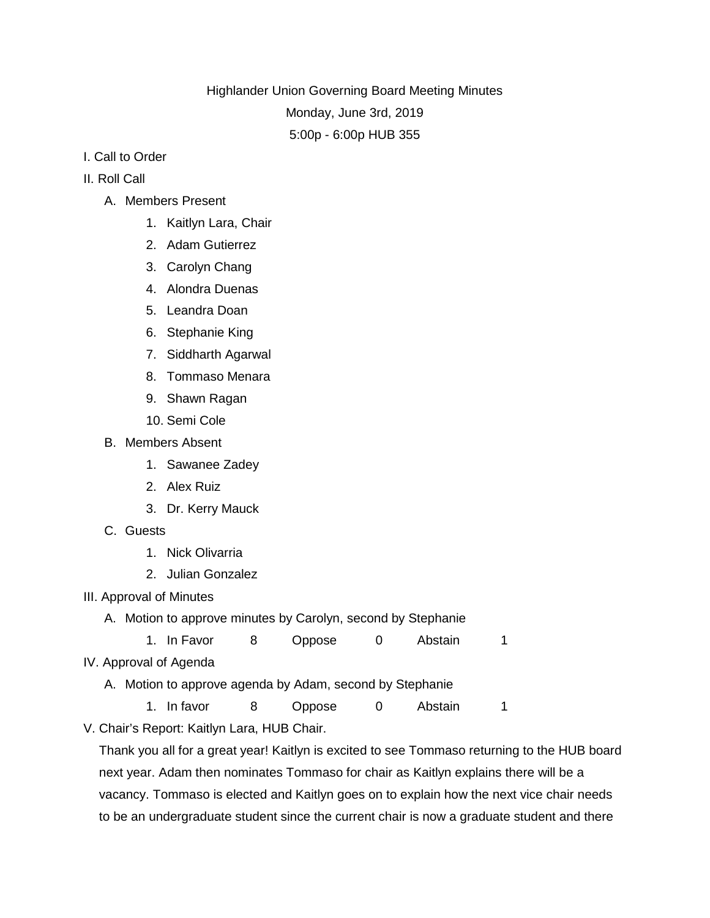Highlander Union Governing Board Meeting Minutes

Monday, June 3rd, 2019

5:00p - 6:00p HUB 355

I. Call to Order

II. Roll Call

A. Members Present
1. Kaitlyn Lara, Chair
2. Adam Gutierrez
3. Carolyn Chang
4. Alondra Duenas
5. Leandra Doan
6. Stephanie King
7. Siddharth Agarwal
8. Tommaso Menara
9. Shawn Ragan
10. Semi Cole

B. Members Absent
1. Sawanee Zadey
2. Alex Ruiz
3. Dr. Kerry Mauck

C. Guests
1. Nick Olivarria
2. Julian Gonzalez

III. Approval of Minutes

A. Motion to approve minutes by Carolyn, second by Stephanie
1. In Favor 8 Oppose 0 Abstain 1

IV. Approval of Agenda

A. Motion to approve agenda by Adam, second by Stephanie
1. In favor 8 Oppose 0 Abstain 1

V. Chair's Report: Kaitlyn Lara, HUB Chair.

Thank you all for a great year! Kaitlyn is excited to see Tommaso returning to the HUB board next year. Adam then nominates Tommaso for chair as Kaitlyn explains there will be a vacancy. Tommaso is elected and Kaitlyn goes on to explain how the next vice chair needs to be an undergraduate student since the current chair is now a graduate student and there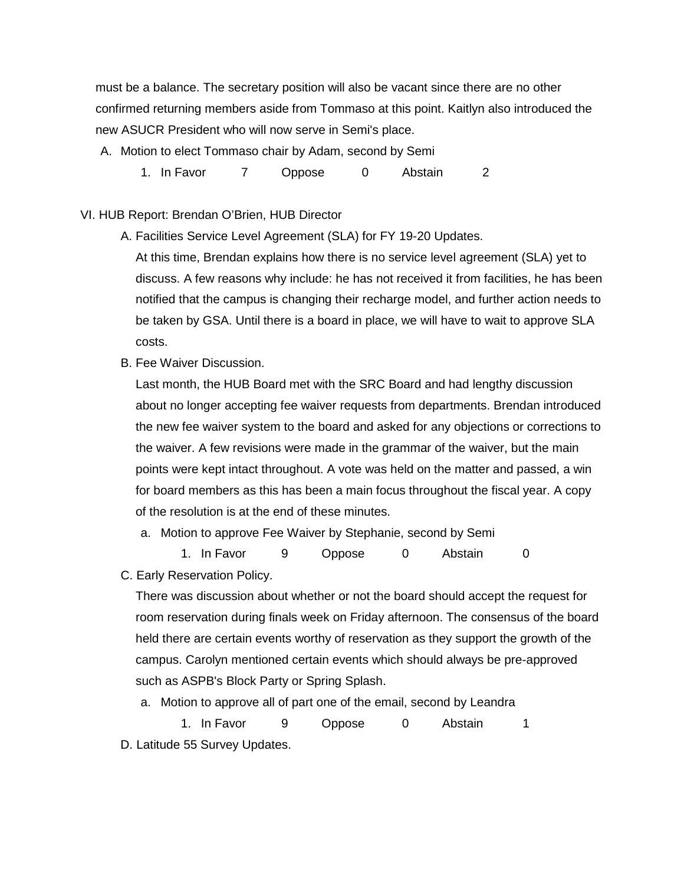must be a balance. The secretary position will also be vacant since there are no other confirmed returning members aside from Tommaso at this point. Kaitlyn also introduced the new ASUCR President who will now serve in Semi's place.

A. Motion to elect Tommaso chair by Adam, second by Semi
    1. In Favor 7 Oppose 0 Abstain 2

VI. HUB Report: Brendan O'Brien, HUB Director

A. Facilities Service Level Agreement (SLA) for FY 19-20 Updates.

At this time, Brendan explains how there is no service level agreement (SLA) yet to discuss. A few reasons why include: he has not received it from facilities, he has been notified that the campus is changing their recharge model, and further action needs to be taken by GSA. Until there is a board in place, we will have to wait to approve SLA costs.

B. Fee Waiver Discussion.

Last month, the HUB Board met with the SRC Board and had lengthy discussion about no longer accepting fee waiver requests from departments. Brendan introduced the new fee waiver system to the board and asked for any objections or corrections to the waiver. A few revisions were made in the grammar of the waiver, but the main points were kept intact throughout. A vote was held on the matter and passed, a win for board members as this has been a main focus throughout the fiscal year. A copy of the resolution is at the end of these minutes.

a. Motion to approve Fee Waiver by Stephanie, second by Semi
    1. In Favor 9 Oppose 0 Abstain 0

C. Early Reservation Policy.

There was discussion about whether or not the board should accept the request for room reservation during finals week on Friday afternoon. The consensus of the board held there are certain events worthy of reservation as they support the growth of the campus. Carolyn mentioned certain events which should always be pre-approved such as ASPB's Block Party or Spring Splash.

a. Motion to approve all of part one of the email, second by Leandra
    1. In Favor 9 Oppose 0 Abstain 1

D. Latitude 55 Survey Updates.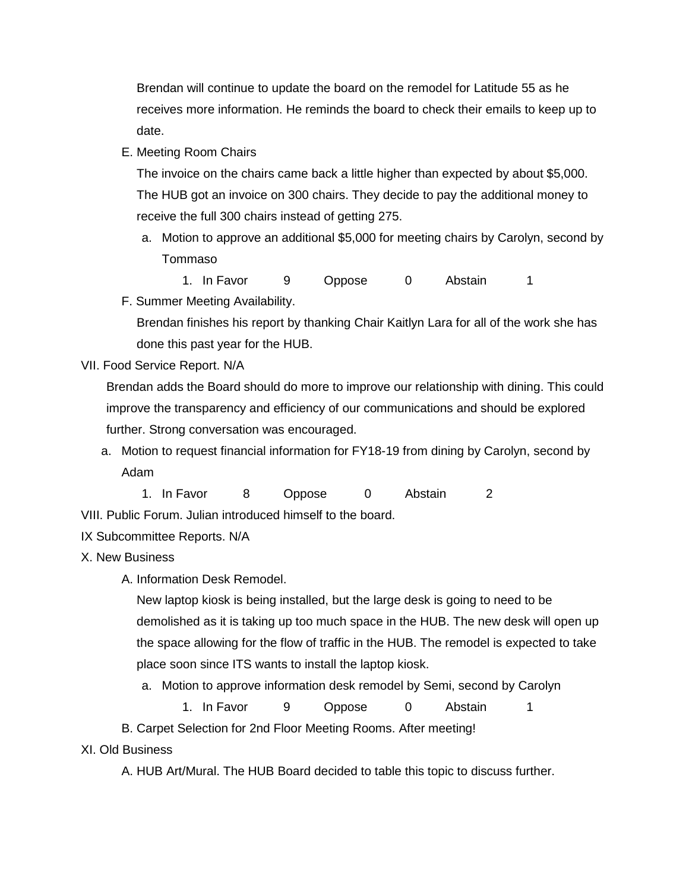Brendan will continue to update the board on the remodel for Latitude 55 as he receives more information. He reminds the board to check their emails to keep up to date.

E. Meeting Room Chairs

The invoice on the chairs came back a little higher than expected by about $5,000. The HUB got an invoice on 300 chairs. They decide to pay the additional money to receive the full 300 chairs instead of getting 275.

a. Motion to approve an additional $5,000 for meeting chairs by Carolyn, second by Tommaso

1. In Favor 9 Oppose 0 Abstain 1

F. Summer Meeting Availability.

Brendan finishes his report by thanking Chair Kaitlyn Lara for all of the work she has done this past year for the HUB.

VII. Food Service Report. N/A

Brendan adds the Board should do more to improve our relationship with dining. This could improve the transparency and efficiency of our communications and should be explored further. Strong conversation was encouraged.

a. Motion to request financial information for FY18-19 from dining by Carolyn, second by Adam

1. In Favor 8 Oppose 0 Abstain 2

VIII. Public Forum. Julian introduced himself to the board.

IX Subcommittee Reports. N/A

X. New Business

A. Information Desk Remodel.

New laptop kiosk is being installed, but the large desk is going to need to be demolished as it is taking up too much space in the HUB. The new desk will open up the space allowing for the flow of traffic in the HUB. The remodel is expected to take place soon since ITS wants to install the laptop kiosk.

a. Motion to approve information desk remodel by Semi, second by Carolyn

1. In Favor 9 Oppose 0 Abstain 1

B. Carpet Selection for 2nd Floor Meeting Rooms. After meeting!

XI. Old Business

A. HUB Art/Mural. The HUB Board decided to table this topic to discuss further.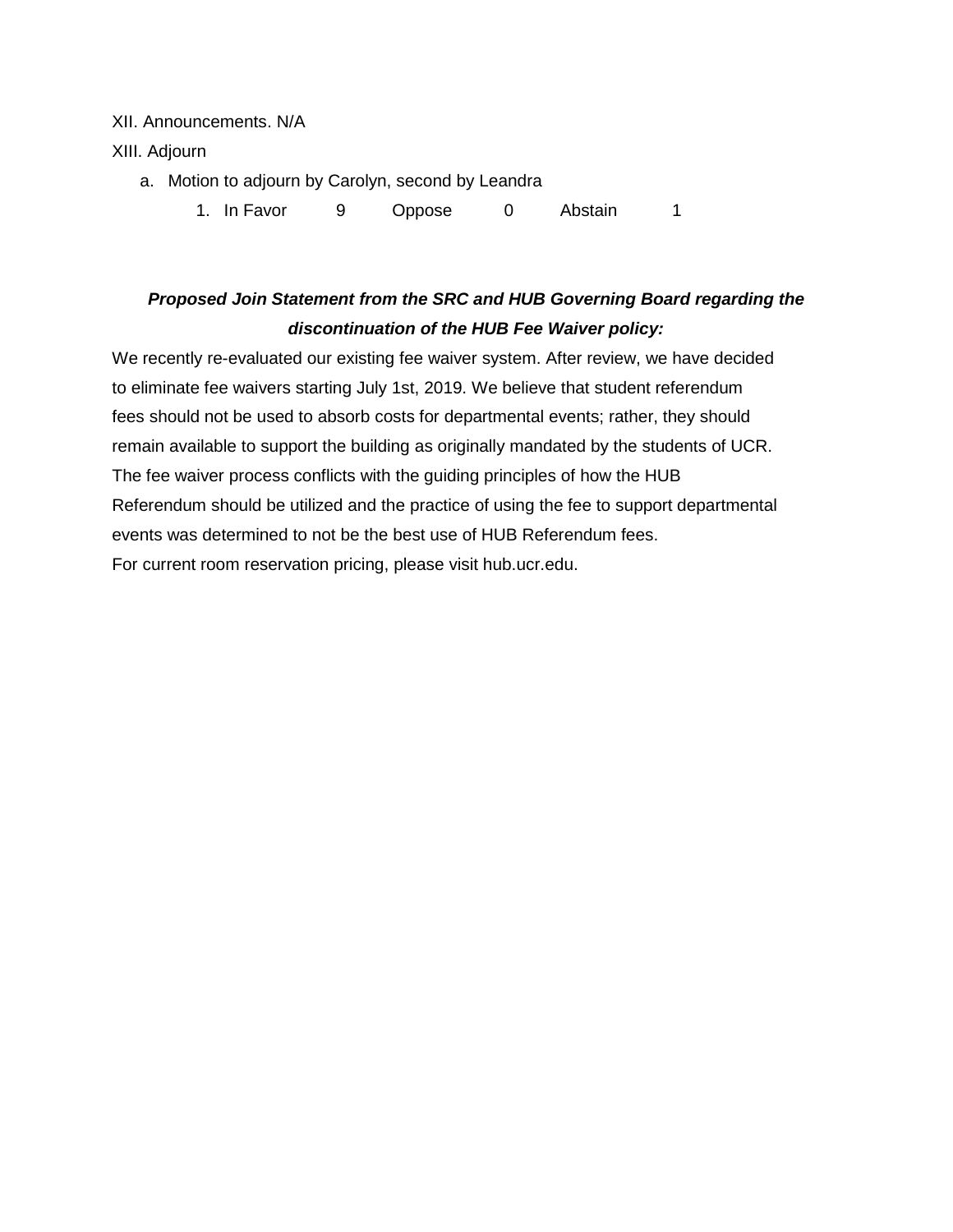XII. Announcements. N/A

XIII. Adjourn

a. Motion to adjourn by Carolyn, second by Leandra

   1. In Favor 9 Oppose 0 Abstain 1

***Proposed Join Statement from the SRC and HUB Governing Board regarding the discontinuation of the HUB Fee Waiver policy:***

We recently re-evaluated our existing fee waiver system. After review, we have decided to eliminate fee waivers starting July 1st, 2019. We believe that student referendum fees should not be used to absorb costs for departmental events; rather, they should remain available to support the building as originally mandated by the students of UCR. The fee waiver process conflicts with the guiding principles of how the HUB Referendum should be utilized and the practice of using the fee to support departmental events was determined to not be the best use of HUB Referendum fees.

For current room reservation pricing, please visit hub.ucr.edu.